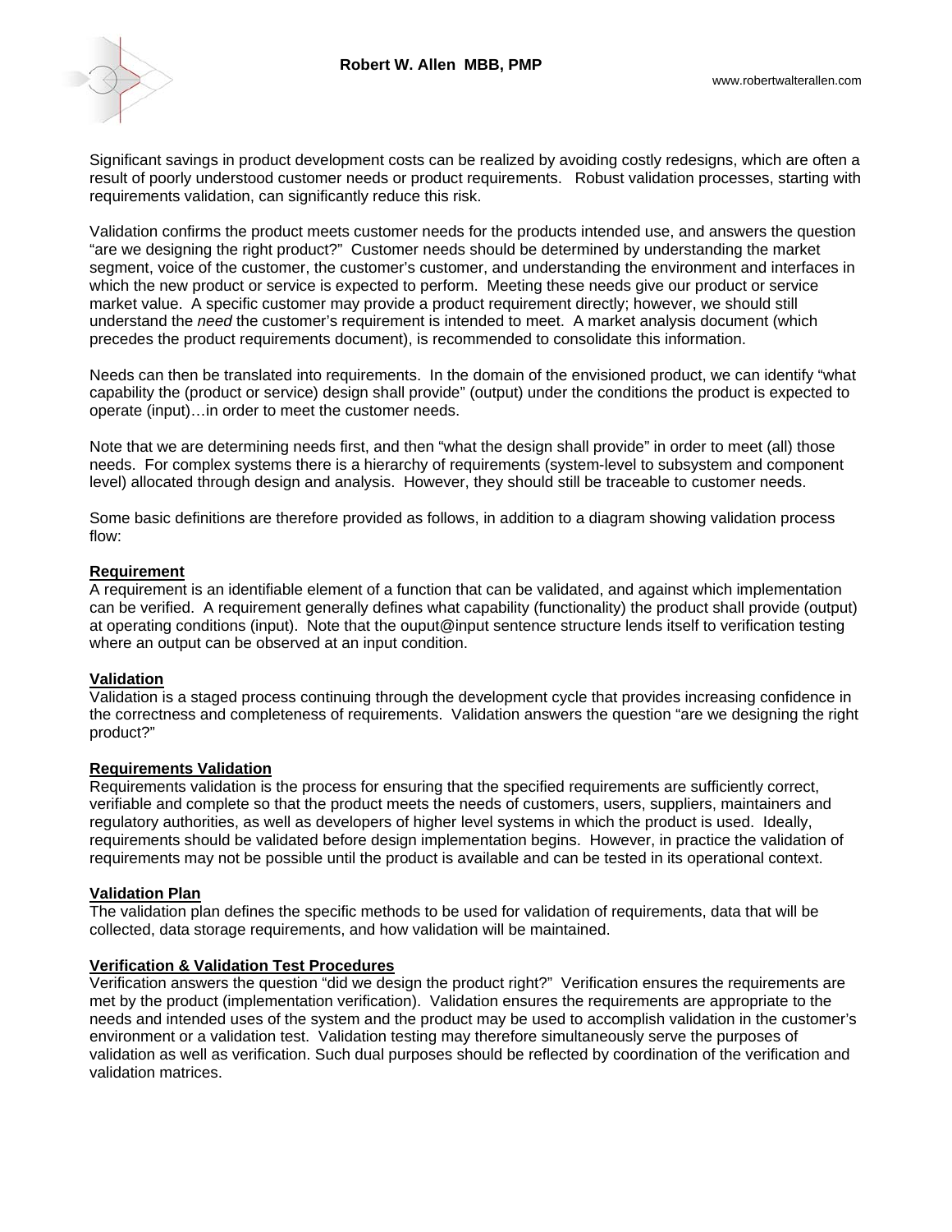Significant savings in product development costs can be realized by avoiding costly redesigns, which are often a result of poorly understood customer needs or product requirements. Robust validation processes, starting with requirements validation, can significantly reduce this risk.

Validation confirms the product meets customer needs for the products intended use, and answers the question "are we designing the right product?" Customer needs should be determined by understanding the market segment, voice of the customer, the customer's customer, and understanding the environment and interfaces in which the new product or service is expected to perform. Meeting these needs give our product or service market value. A specific customer may provide a product requirement directly; however, we should still understand the *need* the customer's requirement is intended to meet. A market analysis document (which precedes the product requirements document), is recommended to consolidate this information.

Needs can then be translated into requirements. In the domain of the envisioned product, we can identify "what capability the (product or service) design shall provide" (output) under the conditions the product is expected to operate (input)…in order to meet the customer needs.

Note that we are determining needs first, and then "what the design shall provide" in order to meet (all) those needs. For complex systems there is a hierarchy of requirements (system-level to subsystem and component level) allocated through design and analysis. However, they should still be traceable to customer needs.

Some basic definitions are therefore provided as follows, in addition to a diagram showing validation process flow:

**Requirement**
A requirement is an identifiable element of a function that can be validated, and against which implementation can be verified. A requirement generally defines what capability (functionality) the product shall provide (output) at operating conditions (input). Note that the ouput@input sentence structure lends itself to verification testing where an output can be observed at an input condition.

**Validation**
Validation is a staged process continuing through the development cycle that provides increasing confidence in the correctness and completeness of requirements. Validation answers the question "are we designing the right product?"

**Requirements Validation**
Requirements validation is the process for ensuring that the specified requirements are sufficiently correct, verifiable and complete so that the product meets the needs of customers, users, suppliers, maintainers and regulatory authorities, as well as developers of higher level systems in which the product is used. Ideally, requirements should be validated before design implementation begins. However, in practice the validation of requirements may not be possible until the product is available and can be tested in its operational context.

**Validation Plan**
The validation plan defines the specific methods to be used for validation of requirements, data that will be collected, data storage requirements, and how validation will be maintained.

**Verification & Validation Test Procedures**
Verification answers the question "did we design the product right?" Verification ensures the requirements are met by the product (implementation verification). Validation ensures the requirements are appropriate to the needs and intended uses of the system and the product may be used to accomplish validation in the customer's environment or a validation test. Validation testing may therefore simultaneously serve the purposes of validation as well as verification. Such dual purposes should be reflected by coordination of the verification and validation matrices.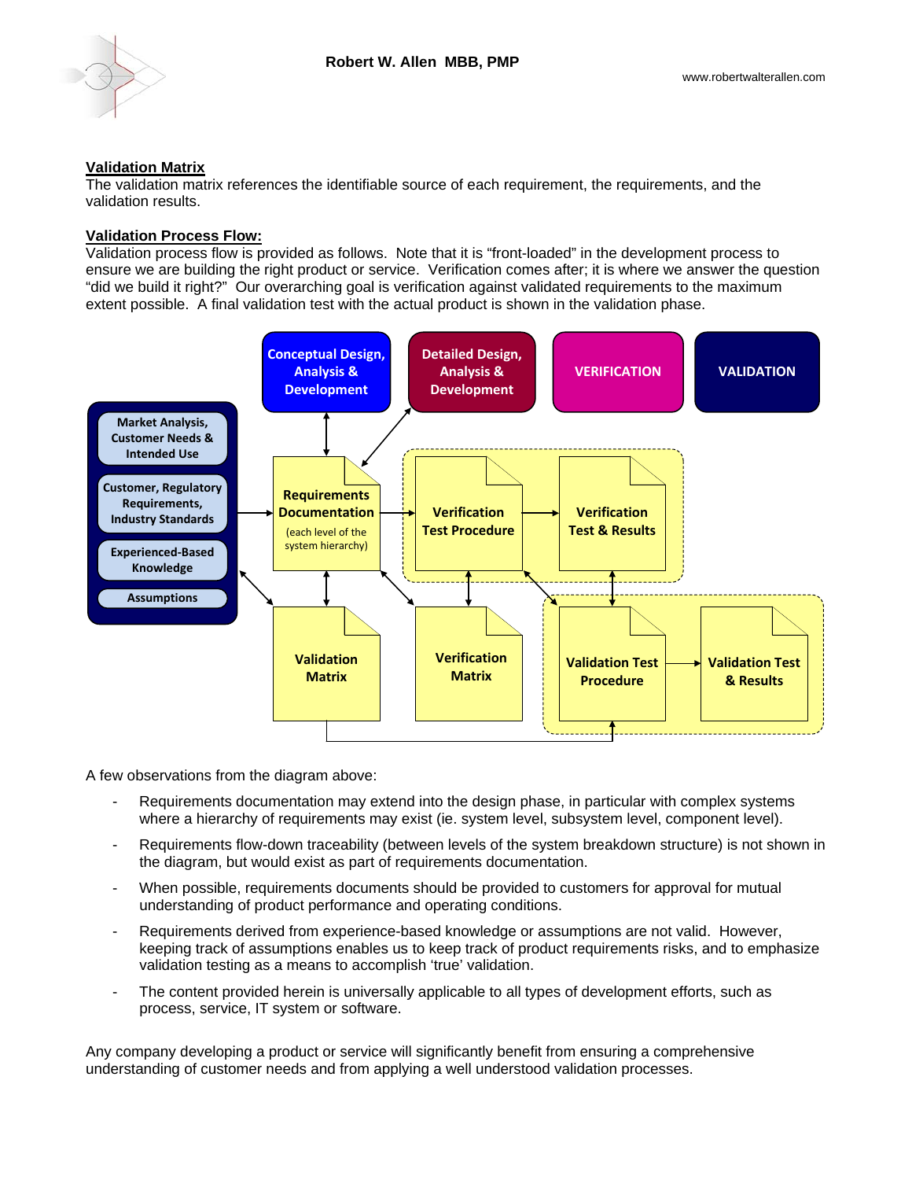**Validation Matrix**

The validation matrix references the identifiable source of each requirement, the requirements, and the validation results.

**Validation Process Flow:**

Validation process flow is provided as follows. Note that it is "front-loaded" in the development process to ensure we are building the right product or service. Verification comes after; it is where we answer the question "did we build it right?" Our overarching goal is verification against validated requirements to the maximum extent possible. A final validation test with the actual product is shown in the validation phase.

Conceptual Design, Analysis & Development

Detailed Design, Analysis & Development

VERIFICATION

VALIDATION

Market Analysis, Customer Needs & Intended Use

Customer, Regulatory Requirements, Industry Standards

Experienced-Based Knowledge

Assumptions

Requirements Documentation (each level of the system hierarchy)

Verification Test Procedure

Verification Test & Results

Validation Matrix

Verification Matrix

Validation Test Procedure

Validation Test & Results

A few observations from the diagram above:

- Requirements documentation may extend into the design phase, in particular with complex systems where a hierarchy of requirements may exist (ie. system level, subsystem level, component level).
- Requirements flow-down traceability (between levels of the system breakdown structure) is not shown in the diagram, but would exist as part of requirements documentation.
- When possible, requirements documents should be provided to customers for approval for mutual understanding of product performance and operating conditions.
- Requirements derived from experience-based knowledge or assumptions are not valid. However, keeping track of assumptions enables us to keep track of product requirements risks, and to emphasize validation testing as a means to accomplish 'true' validation.
- The content provided herein is universally applicable to all types of development efforts, such as process, service, IT system or software.

Any company developing a product or service will significantly benefit from ensuring a comprehensive understanding of customer needs and from applying a well understood validation processes.